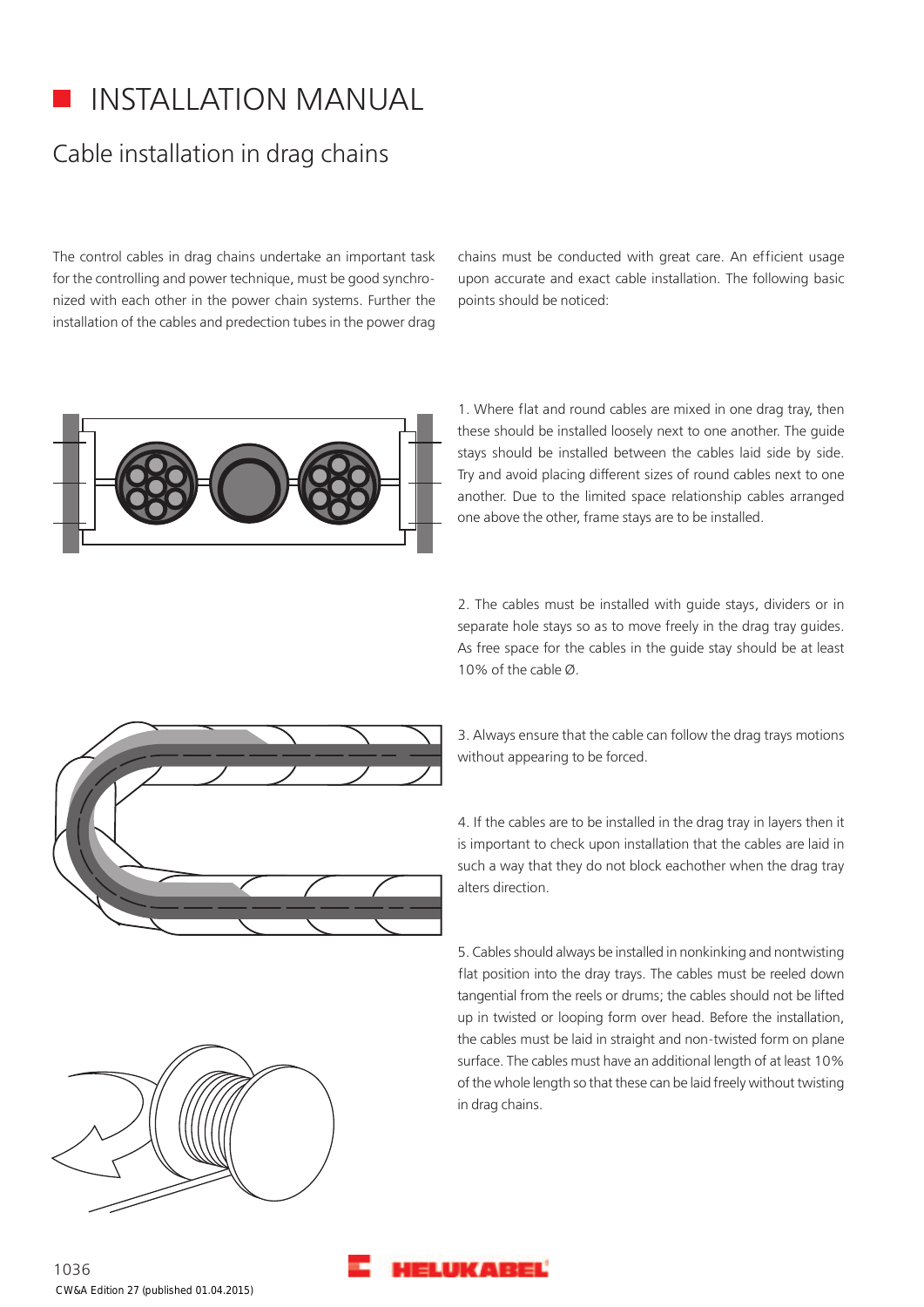# INSTALLATION MANUAL

## Cable installation in drag chains

The control cables in drag chains undertake an important task for the controlling and power technique, must be good synchronized with each other in the power chain systems. Further the installation of the cables and predection tubes in the power drag chains must be conducted with great care. An efficient usage upon accurate and exact cable installation. The following basic points should be noticed:

1. Where flat and round cables are mixed in one drag tray, then these should be installed loosely next to one another. The guide stays should be installed between the cables laid side by side. Try and avoid placing different sizes of round cables next to one another. Due to the limited space relationship cables arranged one above the other, frame stays are to be installed.

2. The cables must be installed with guide stays, dividers or in separate hole stays so as to move freely in the drag tray guides. As free space for the cables in the guide stay should be at least 10% of the cable Ø.

3. Always ensure that the cable can follow the drag trays motions without appearing to be forced.

4. If the cables are to be installed in the drag tray in layers then it is important to check upon installation that the cables are laid in such a way that they do not block eachother when the drag tray alters direction.

5. Cables should always be installed in nonkinking and nontwisting flat position into the dray trays. The cables must be reeled down tangential from the reels or drums; the cables should not be lifted up in twisted or looping form over head. Before the installation, the cables must be laid in straight and non-twisted form on plane surface. The cables must have an additional length of at least 10% of the whole length so that these can be laid freely without twisting in drag chains.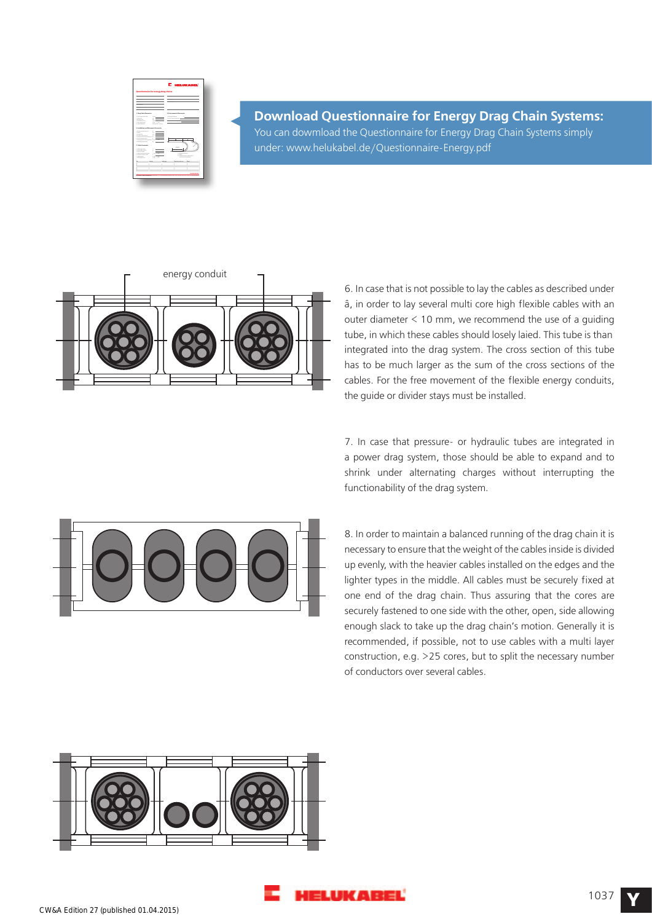**Download Questionnaire for Energy Drag Chain Systems:**
You can dowmload the Questionnaire for Energy Drag Chain Systems simply under: www.helukabel.de/Questionnaire-Energy.pdf

energy conduit

6. In case that is not possible to lay the cables as described under â, in order to lay several multi core high flexible cables with an outer diameter < 10 mm, we recommend the use of a guiding tube, in which these cables should losely laied. This tube is than integrated into the drag system. The cross section of this tube has to be much larger as the sum of the cross sections of the cables. For the free movement of the flexible energy conduits, the guide or divider stays must be installed.

7. In case that pressure- or hydraulic tubes are integrated in a power drag system, those should be able to expand and to shrink under alternating charges without interrupting the functionability of the drag system.

8. In order to maintain a balanced running of the drag chain it is necessary to ensure that the weight of the cables inside is divided up evenly, with the heavier cables installed on the edges and the lighter types in the middle. All cables must be securely fixed at one end of the drag chain. Thus assuring that the cores are securely fastened to one side with the other, open, side allowing enough slack to take up the drag chain's motion. Generally it is recommended, if possible, not to use cables with a multi layer construction, e.g. >25 cores, but to split the necessary number of conductors over several cables.

CW&A Edition 27 (published 01.04.2015)